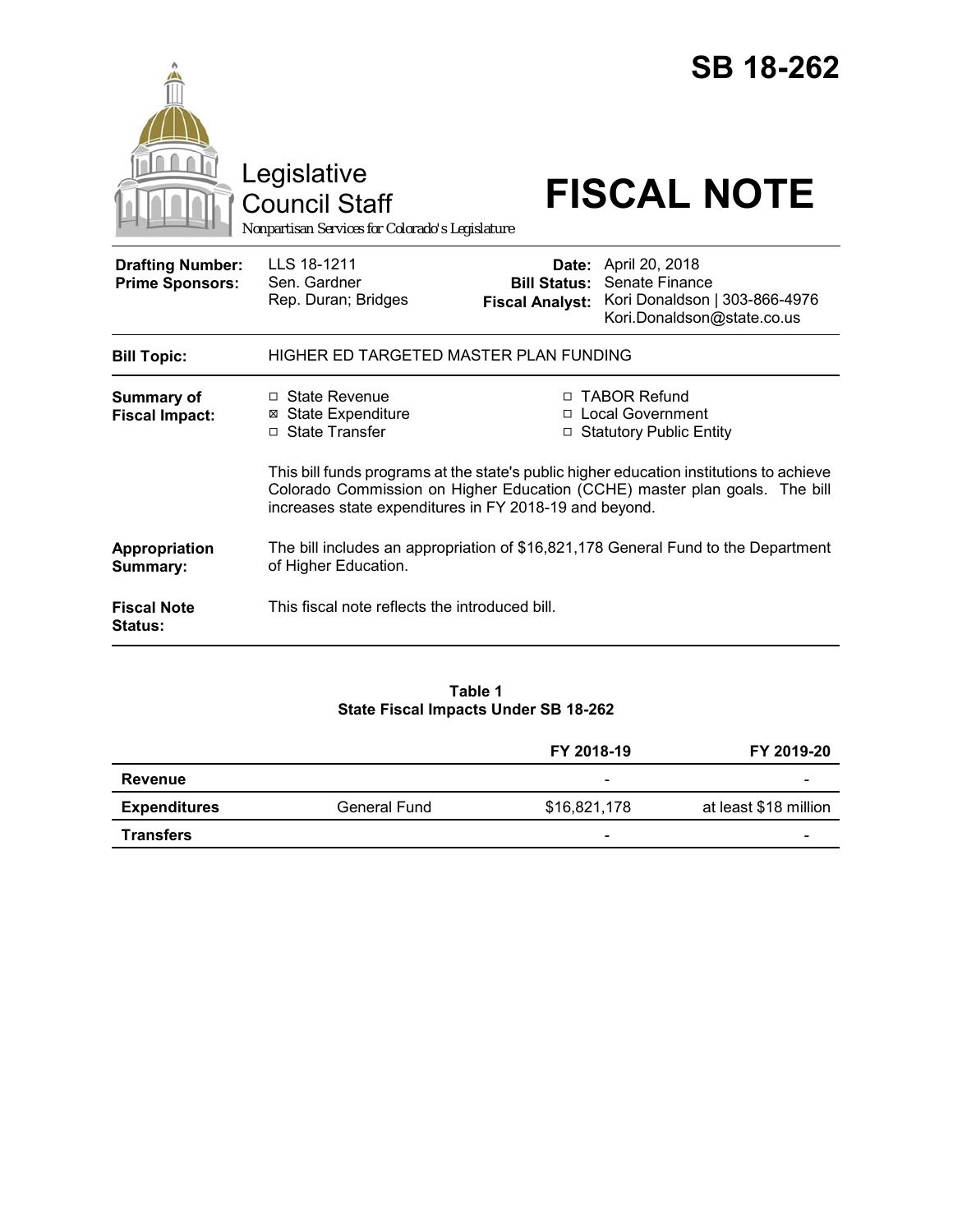# SB 18-262

Legislative Council Staff

*Nonpartisan Services for Colorado's Legislature*

# FISCAL NOTE

| | | | |
|---|---|---|---|
| **Drafting Number:** | LLS 18-1211 | **Date:** | April 20, 2018 |
| **Prime Sponsors:** | Sen. Gardner<br>Rep. Duran; Bridges | **Bill Status:** | Senate Finance |
| | | **Fiscal Analyst:** | Kori Donaldson \| 303-866-4976<br>Kori.Donaldson@state.co.us |

**Bill Topic:** HIGHER ED TARGETED MASTER PLAN FUNDING

**Summary of Fiscal Impact:**

- ☐ State Revenue
- ☒ State Expenditure
- ☐ State Transfer
- ☐ TABOR Refund
- ☐ Local Government
- ☐ Statutory Public Entity

This bill funds programs at the state's public higher education institutions to achieve Colorado Commission on Higher Education (CCHE) master plan goals. The bill increases state expenditures in FY 2018-19 and beyond.

**Appropriation Summary:** The bill includes an appropriation of $16,821,178 General Fund to the Department of Higher Education.

**Fiscal Note Status:** This fiscal note reflects the introduced bill.

**Table 1**
**State Fiscal Impacts Under SB 18-262**

| | | FY 2018-19 | FY 2019-20 |
|---|---|---|---|
| **Revenue** | | - | - |
| **Expenditures** | General Fund | $16,821,178 | at least $18 million |
| **Transfers** | | - | - |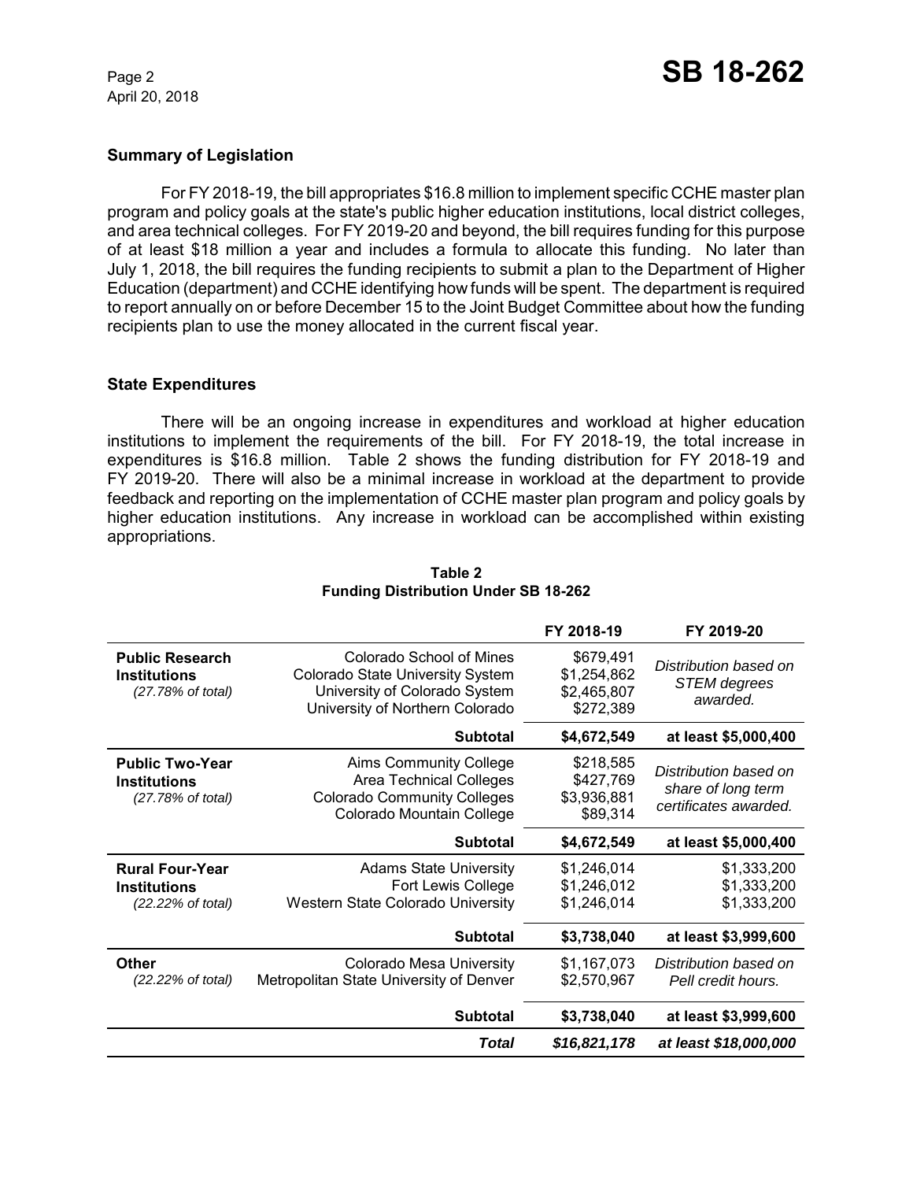## Summary of Legislation

For FY 2018-19, the bill appropriates $16.8 million to implement specific CCHE master plan program and policy goals at the state's public higher education institutions, local district colleges, and area technical colleges. For FY 2019-20 and beyond, the bill requires funding for this purpose of at least $18 million a year and includes a formula to allocate this funding. No later than July 1, 2018, the bill requires the funding recipients to submit a plan to the Department of Higher Education (department) and CCHE identifying how funds will be spent. The department is required to report annually on or before December 15 to the Joint Budget Committee about how the funding recipients plan to use the money allocated in the current fiscal year.

## State Expenditures

There will be an ongoing increase in expenditures and workload at higher education institutions to implement the requirements of the bill. For FY 2018-19, the total increase in expenditures is $16.8 million. Table 2 shows the funding distribution for FY 2018-19 and FY 2019-20. There will also be a minimal increase in workload at the department to provide feedback and reporting on the implementation of CCHE master plan program and policy goals by higher education institutions. Any increase in workload can be accomplished within existing appropriations.

**Table 2**
**Funding Distribution Under SB 18-262**

| | | FY 2018-19 | FY 2019-20 |
|---|---|---|---|
| **Public Research Institutions** *(27.78% of total)* | Colorado School of Mines | $679,491 | *Distribution based on STEM degrees awarded.* |
| | Colorado State University System | $1,254,862 | |
| | University of Colorado System | $2,465,807 | |
| | University of Northern Colorado | $272,389 | |
| | **Subtotal** | **$4,672,549** | **at least $5,000,400** |
| **Public Two-Year Institutions** *(27.78% of total)* | Aims Community College | $218,585 | *Distribution based on share of long term certificates awarded.* |
| | Area Technical Colleges | $427,769 | |
| | Colorado Community Colleges | $3,936,881 | |
| | Colorado Mountain College | $89,314 | |
| | **Subtotal** | **$4,672,549** | **at least $5,000,400** |
| **Rural Four-Year Institutions** *(22.22% of total)* | Adams State University | $1,246,014 | $1,333,200 |
| | Fort Lewis College | $1,246,012 | $1,333,200 |
| | Western State Colorado University | $1,246,014 | $1,333,200 |
| | **Subtotal** | **$3,738,040** | **at least $3,999,600** |
| **Other** *(22.22% of total)* | Colorado Mesa University | $1,167,073 | *Distribution based on Pell credit hours.* |
| | Metropolitan State University of Denver | $2,570,967 | |
| | **Subtotal** | **$3,738,040** | **at least $3,999,600** |
| | ***Total*** | ***$16,821,178*** | ***at least $18,000,000*** |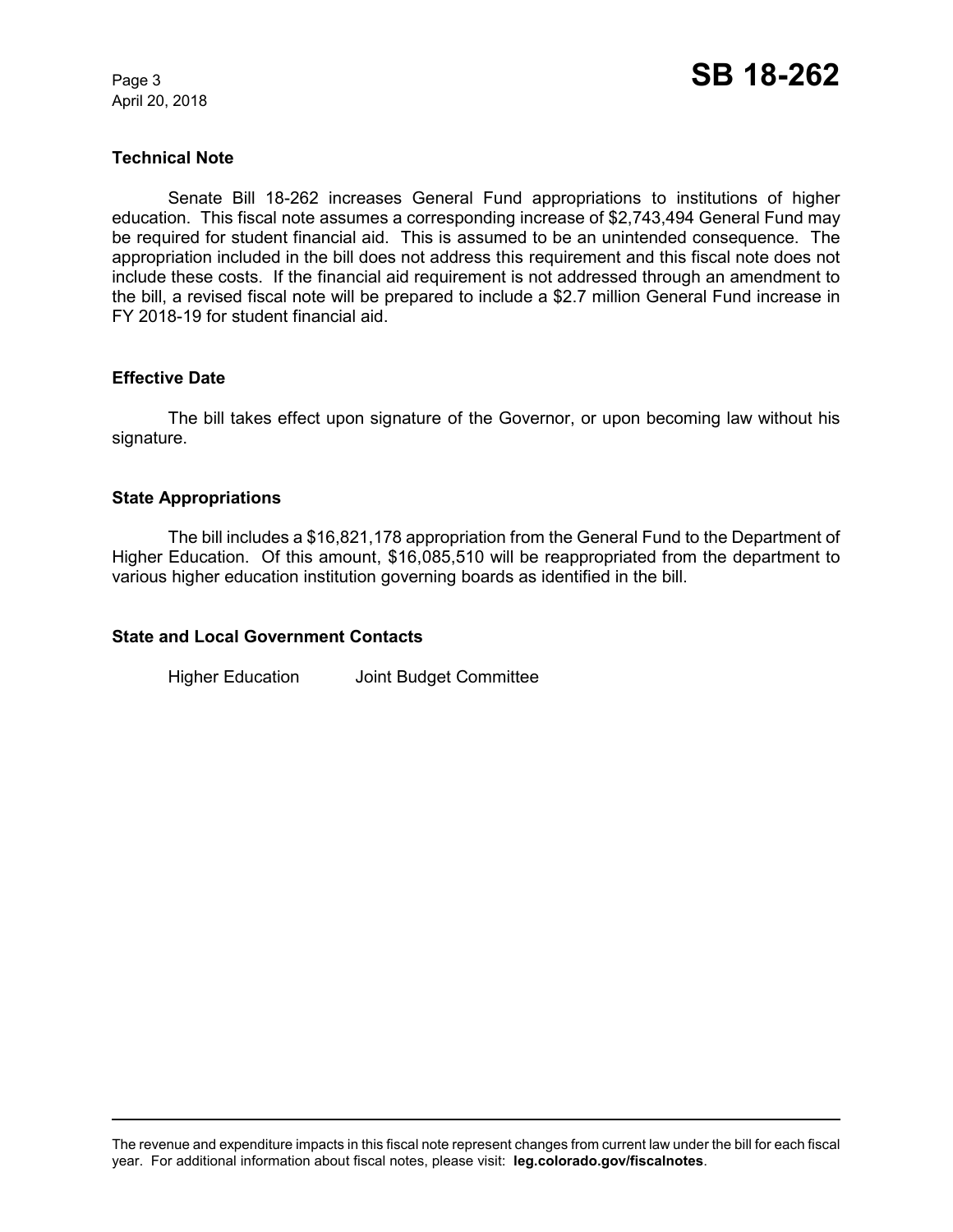### Technical Note

Senate Bill 18-262 increases General Fund appropriations to institutions of higher education. This fiscal note assumes a corresponding increase of $2,743,494 General Fund may be required for student financial aid. This is assumed to be an unintended consequence. The appropriation included in the bill does not address this requirement and this fiscal note does not include these costs. If the financial aid requirement is not addressed through an amendment to the bill, a revised fiscal note will be prepared to include a $2.7 million General Fund increase in FY 2018-19 for student financial aid.

### Effective Date

The bill takes effect upon signature of the Governor, or upon becoming law without his signature.

### State Appropriations

The bill includes a $16,821,178 appropriation from the General Fund to the Department of Higher Education. Of this amount, $16,085,510 will be reappropriated from the department to various higher education institution governing boards as identified in the bill.

### State and Local Government Contacts

Higher Education    Joint Budget Committee

The revenue and expenditure impacts in this fiscal note represent changes from current law under the bill for each fiscal year. For additional information about fiscal notes, please visit: **leg.colorado.gov/fiscalnotes**.